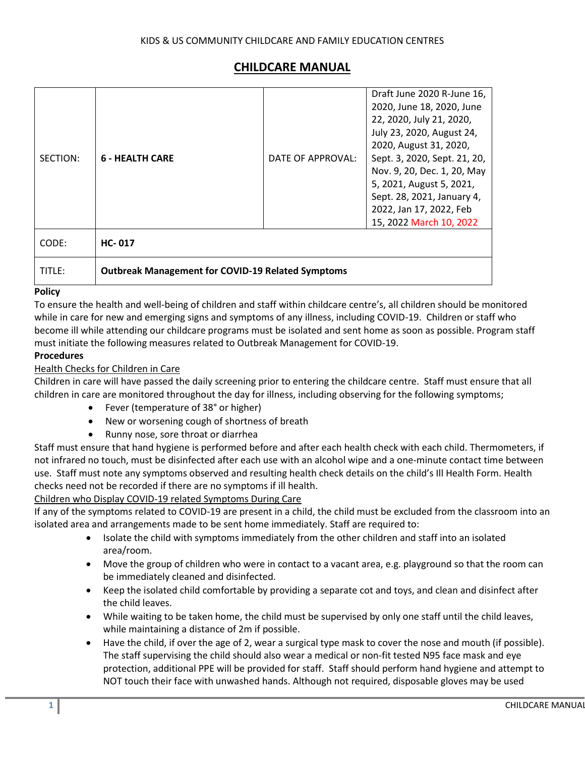KIDS & US COMMUNITY CHILDCARE AND FAMILY EDUCATION CENTRES

# CHILDCARE MANUAL

| SECTION: | 6 - HEALTH CARE | DATE OF APPROVAL: | Draft June 2020 R-June 16, 2020, June 18, 2020, June 22, 2020, July 21, 2020, July 23, 2020, August 24, 2020, August 31, 2020, Sept. 3, 2020, Sept. 21, 20, Nov. 9, 20, Dec. 1, 20, May 5, 2021, August 5, 2021, Sept. 28, 2021, January 4, 2022, Jan 17, 2022, Feb 15, 2022 March 10, 2022 |
|---|---|---|---|
| CODE: | HC- 017 | | |
| TITLE: | Outbreak Management for COVID-19 Related Symptoms | | |

**Policy**

To ensure the health and well-being of children and staff within childcare centre's, all children should be monitored while in care for new and emerging signs and symptoms of any illness, including COVID-19. Children or staff who become ill while attending our childcare programs must be isolated and sent home as soon as possible. Program staff must initiate the following measures related to Outbreak Management for COVID-19.

**Procedures**

Health Checks for Children in Care

Children in care will have passed the daily screening prior to entering the childcare centre. Staff must ensure that all children in care are monitored throughout the day for illness, including observing for the following symptoms;

- Fever (temperature of 38° or higher)
- New or worsening cough of shortness of breath
- Runny nose, sore throat or diarrhea

Staff must ensure that hand hygiene is performed before and after each health check with each child. Thermometers, if not infrared no touch, must be disinfected after each use with an alcohol wipe and a one-minute contact time between use. Staff must note any symptoms observed and resulting health check details on the child's Ill Health Form. Health checks need not be recorded if there are no symptoms if ill health.

Children who Display COVID-19 related Symptoms During Care

If any of the symptoms related to COVID-19 are present in a child, the child must be excluded from the classroom into an isolated area and arrangements made to be sent home immediately. Staff are required to:

- Isolate the child with symptoms immediately from the other children and staff into an isolated area/room.
- Move the group of children who were in contact to a vacant area, e.g. playground so that the room can be immediately cleaned and disinfected.
- Keep the isolated child comfortable by providing a separate cot and toys, and clean and disinfect after the child leaves.
- While waiting to be taken home, the child must be supervised by only one staff until the child leaves, while maintaining a distance of 2m if possible.
- Have the child, if over the age of 2, wear a surgical type mask to cover the nose and mouth (if possible). The staff supervising the child should also wear a medical or non-fit tested N95 face mask and eye protection, additional PPE will be provided for staff. Staff should perform hand hygiene and attempt to NOT touch their face with unwashed hands. Although not required, disposable gloves may be used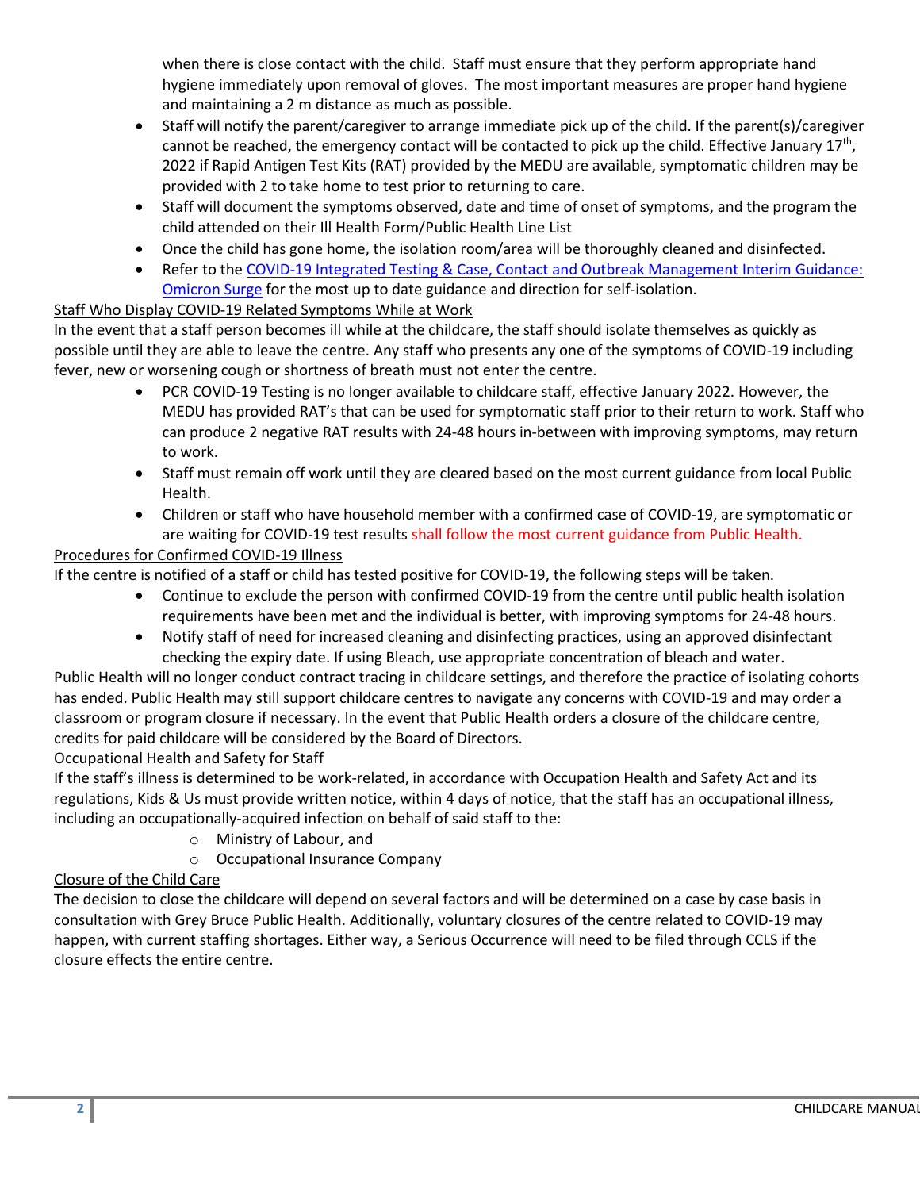when there is close contact with the child. Staff must ensure that they perform appropriate hand hygiene immediately upon removal of gloves. The most important measures are proper hand hygiene and maintaining a 2 m distance as much as possible.

- Staff will notify the parent/caregiver to arrange immediate pick up of the child. If the parent(s)/caregiver cannot be reached, the emergency contact will be contacted to pick up the child. Effective January 17th, 2022 if Rapid Antigen Test Kits (RAT) provided by the MEDU are available, symptomatic children may be provided with 2 to take home to test prior to returning to care.
- Staff will document the symptoms observed, date and time of onset of symptoms, and the program the child attended on their Ill Health Form/Public Health Line List
- Once the child has gone home, the isolation room/area will be thoroughly cleaned and disinfected.
- Refer to the COVID-19 Integrated Testing & Case, Contact and Outbreak Management Interim Guidance: Omicron Surge for the most up to date guidance and direction for self-isolation.

Staff Who Display COVID-19 Related Symptoms While at Work

In the event that a staff person becomes ill while at the childcare, the staff should isolate themselves as quickly as possible until they are able to leave the centre. Any staff who presents any one of the symptoms of COVID-19 including fever, new or worsening cough or shortness of breath must not enter the centre.

- PCR COVID-19 Testing is no longer available to childcare staff, effective January 2022. However, the MEDU has provided RAT's that can be used for symptomatic staff prior to their return to work. Staff who can produce 2 negative RAT results with 24-48 hours in-between with improving symptoms, may return to work.
- Staff must remain off work until they are cleared based on the most current guidance from local Public Health.
- Children or staff who have household member with a confirmed case of COVID-19, are symptomatic or are waiting for COVID-19 test results shall follow the most current guidance from Public Health.

Procedures for Confirmed COVID-19 Illness

If the centre is notified of a staff or child has tested positive for COVID-19, the following steps will be taken.

- Continue to exclude the person with confirmed COVID-19 from the centre until public health isolation requirements have been met and the individual is better, with improving symptoms for 24-48 hours.
- Notify staff of need for increased cleaning and disinfecting practices, using an approved disinfectant checking the expiry date. If using Bleach, use appropriate concentration of bleach and water.

Public Health will no longer conduct contract tracing in childcare settings, and therefore the practice of isolating cohorts has ended. Public Health may still support childcare centres to navigate any concerns with COVID-19 and may order a classroom or program closure if necessary. In the event that Public Health orders a closure of the childcare centre, credits for paid childcare will be considered by the Board of Directors.

Occupational Health and Safety for Staff

If the staff's illness is determined to be work-related, in accordance with Occupation Health and Safety Act and its regulations, Kids & Us must provide written notice, within 4 days of notice, that the staff has an occupational illness, including an occupationally-acquired infection on behalf of said staff to the:

- Ministry of Labour, and
- Occupational Insurance Company

Closure of the Child Care

The decision to close the childcare will depend on several factors and will be determined on a case by case basis in consultation with Grey Bruce Public Health. Additionally, voluntary closures of the centre related to COVID-19 may happen, with current staffing shortages. Either way, a Serious Occurrence will need to be filed through CCLS if the closure effects the entire centre.